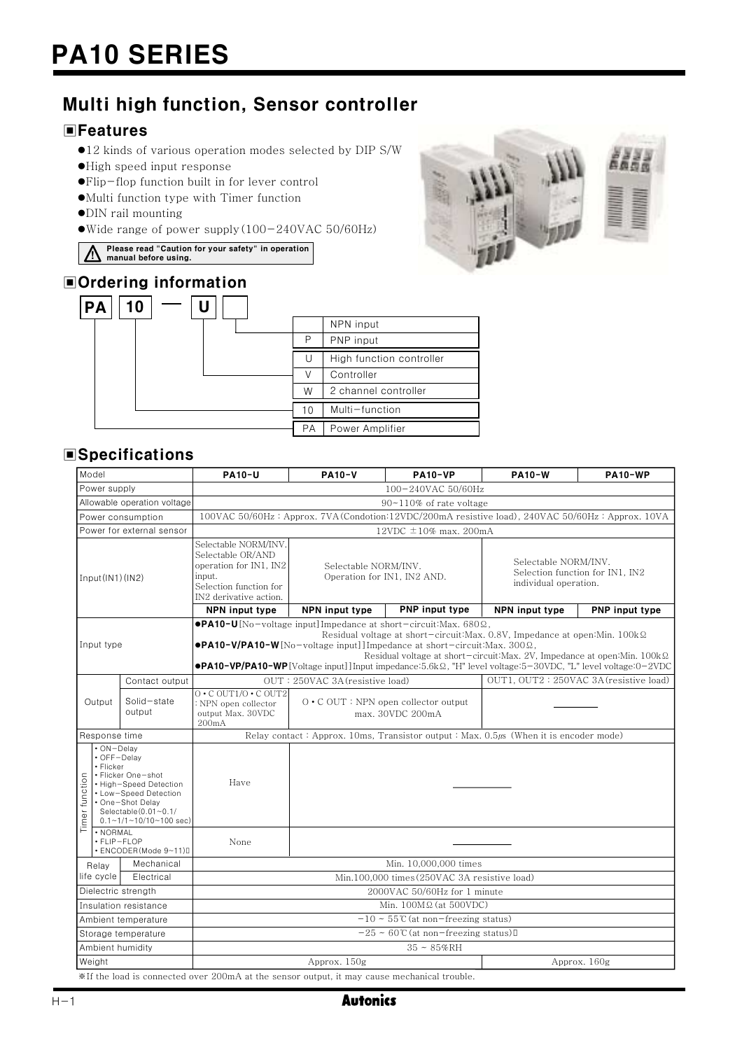# PA10 SERIES

## Multi high function, Sensor controller

### ■Features

- 12 kinds of various operation modes selected by DIP S/W
- High speed input response
- Flip-flop function built in for lever control
- Multi function type with Timer function
- DIN rail mounting
- Wide range of power supply(100-240VAC 50/60Hz)

⚠ **Please read "Caution for your safety" in operation manual before using.**

### ■Ordering information

**PA** | **10** — **U** | ☐

| | |
|---|---|
| | NPN input |
| P | PNP input |
| U | High function controller |
| V | Controller |
| W | 2 channel controller |
| 10 | Multi-function |
| PA | Power Amplifier |

### ■Specifications

| Model | | PA10-U | PA10-V | PA10-VP | PA10-W | PA10-WP |
|---|---|---|---|---|---|---|
| Power supply | | 100-240VAC 50/60Hz | | | | |
| Allowable operation voltage | | 90~110% of rate voltage | | | | |
| Power consumption | | 100VAC 50/60Hz : Approx. 7VA(Condotion:12VDC/200mA resistive load), 240VAC 50/60Hz : Approx. 10VA | | | | |
| Power for external sensor | | 12VDC ±10% max. 200mA | | | | |
| Input(IN1)(IN2) | | Selectable NORM/INV. Selectable OR/AND operation for IN1, IN2 input. Selection function for IN2 derivative action. | Selectable NORM/INV. Operation for IN1, IN2 AND. | | Selectable NORM/INV. Selection function for IN1, IN2 individual operation. | |
| | | NPN input type | NPN input type | PNP input type | NPN input type | PNP input type |
| Input type | | ●PA10-U[No-voltage input]Impedance at short-circuit:Max. 680Ω, Residual voltage at short-circuit:Max. 0.8V, Impedance at open:Min. 100kΩ<br>●PA10-V/PA10-W[No-voltage input]]Impedance at short-circuit:Max. 300Ω, Residual voltage at short-circuit:Max. 2V, Impedance at open:Min. 100kΩ<br>●PA10-VP/PA10-WP[Voltage input]]Input impedance:5.6kΩ, "H" level voltage:5-30VDC, "L" level voltage:0-2VDC | | | | |
| Output | Contact output | OUT : 250VAC 3A(resistive load) | | | OUT1, OUT2 : 250VAC 3A(resistive load) | |
| | Solid-state output | O・C OUT1/O・C OUT2 : NPN open collector output Max. 30VDC 200mA | O・C OUT : NPN open collector output max. 30VDC 200mA | | ―― | |
| Response time | | Relay contact : Approx. 10ms, Transistor output : Max. 0.5㎲ (When it is encoder mode) | | | | |
| Timer function | • ON-Delay<br>• OFF-Delay<br>• Flicker<br>• Flicker One-shot<br>• High-Speed Detection<br>• Low-Speed Detection<br>• One-Shot Delay<br>Selectable(0.01~0.1/0.1~1/1~10/10~100 sec) | Have | ―― | | | |
| | • NORMAL<br>• FLIP-FLOP<br>• ENCODER(Mode 9~11) | None | ―― | | | |
| Relay life cycle | Mechanical | Min. 10,000,000 times | | | | |
| | Electrical | Min.100,000 times(250VAC 3A resistive load) | | | | |
| Dielectric strength | | 2000VAC 50/60Hz for 1 minute | | | | |
| Insulation resistance | | Min. 100MΩ(at 500VDC) | | | | |
| Ambient temperature | | -10 ~ 55℃(at non-freezing status) | | | | |
| Storage temperature | | -25 ~ 60℃(at non-freezing status) | | | | |
| Ambient humidity | | 35 ~ 85%RH | | | | |
| Weight | | Approx. 150g | | | Approx. 160g | |

※If the load is connected over 200mA at the sensor output, it may cause mechanical trouble.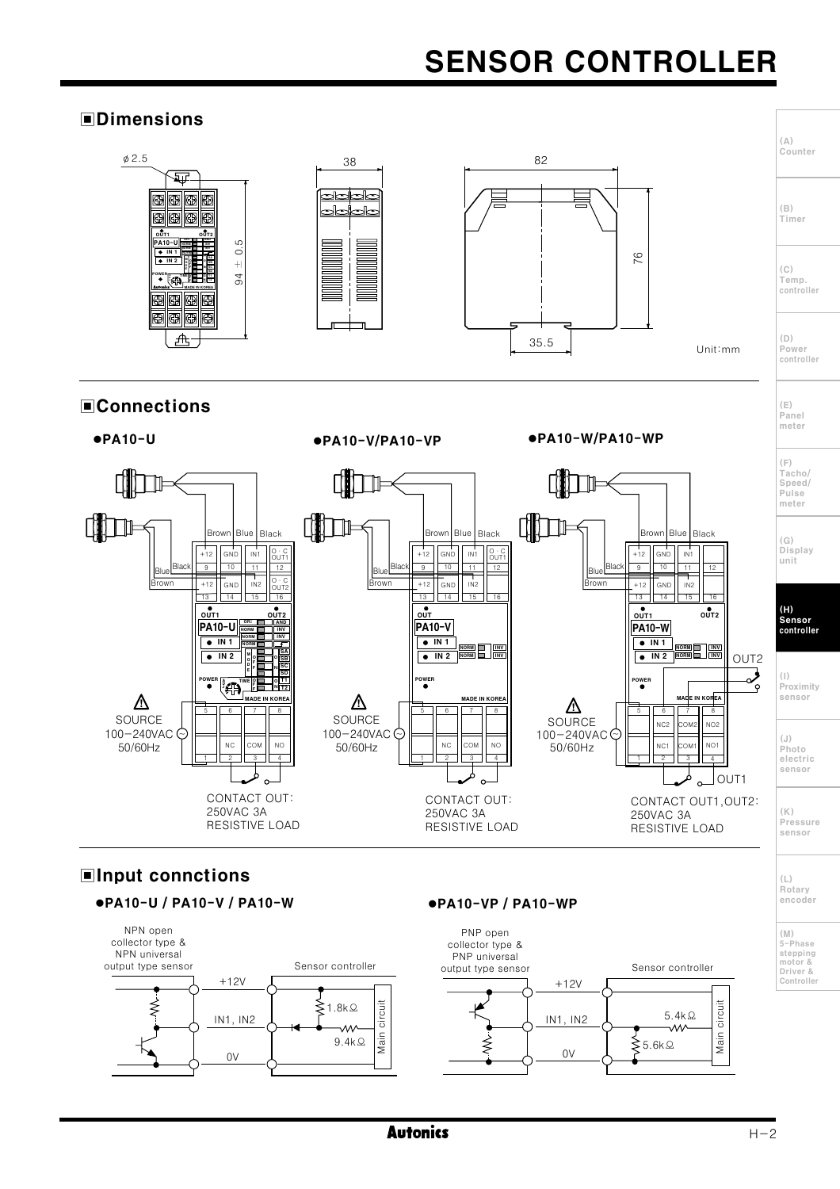# SENSOR CONTROLLER

## ■Dimensions

φ2.5

94 ± 0.5

38

82

76

35.5

Unit:mm

## ■Connections

●PA10-U

●PA10-V/PA10-VP

●PA10-W/PA10-WP

Brown Blue Black

+12 GND IN1 O・C OUT1

9 10 11 12

+12 GND IN2 O・C OUT2

13 14 15 16

SOURCE 100−240VAC 50/60Hz

5 6 7 8

NC COM NO

1 2 3 4

CONTACT OUT: 250VAC 3A RESISTIVE LOAD

CONTACT OUT1,OUT2: 250VAC 3A RESISTIVE LOAD

## ■Input connctions

●PA10-U / PA10-V / PA10-W

NPN open collector type & NPN universal output type sensor

Sensor controller

+12V

IN1, IN2

0V

1.8kΩ

9.4kΩ

Main circuit

●PA10-VP / PA10-WP

PNP open collector type & PNP universal output type sensor

Sensor controller

+12V

IN1, IN2

0V

5.4kΩ

5.6kΩ

Main circuit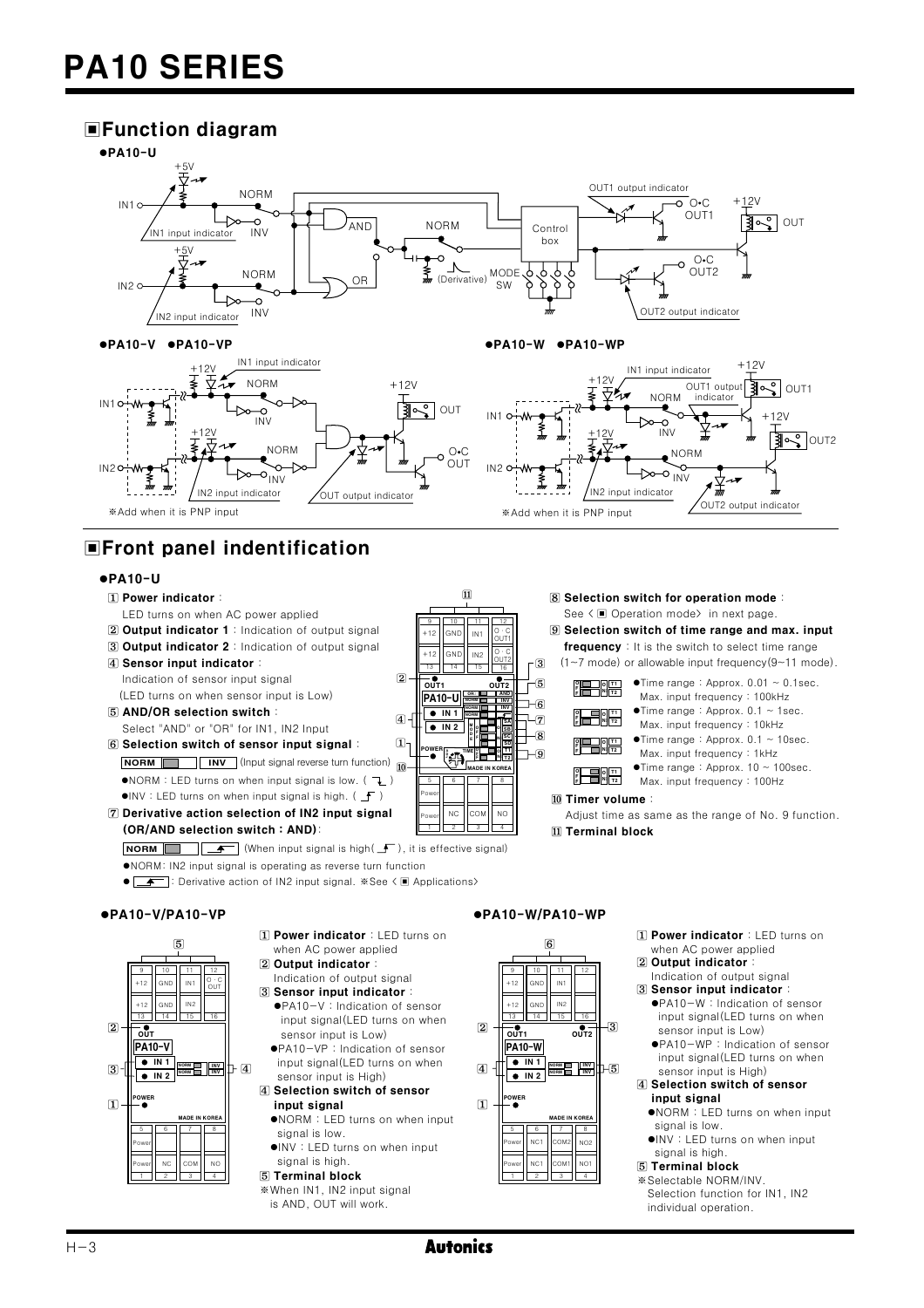# PA10 SERIES

## ■Function diagram

●PA10-U

●PA10-V ●PA10-VP

※Add when it is PNP input

●PA10-W ●PA10-WP

※Add when it is PNP input

## ■Front panel indentification

### ●PA10-U

1. **Power indicator** : LED turns on when AC power applied
2. **Output indicator 1** : Indication of output signal
3. **Output indicator 2** : Indication of output signal
4. **Sensor input indicator** : Indication of sensor input signal (LED turns on when sensor input is Low)
5. **AND/OR selection switch** : Select "AND" or "OR" for IN1, IN2 Input
6. **Selection switch of sensor input signal** : NORM / INV (Input signal reverse turn function)
   - ●NORM : LED turns on when input signal is low.
   - ●INV : LED turns on when input signal is high.
7. **Derivative action selection of IN2 input signal (OR/AND selection switch : AND)**: NORM (When input signal is high, it is effective signal)
   - ●NORM: IN2 input signal is operating as reverse turn function
   - ●: Derivative action of IN2 input signal. ※See 〈■ Applications〉
8. **Selection switch for operation mode** : See 〈■ Operation mode〉 in next page.
9. **Selection switch of time range and max. input frequency** : It is the switch to select time range (1~7 mode) or allowable input frequency(9~11 mode).
   - ●Time range : Approx. 0.01 ~ 0.1sec. Max. input frequency : 100kHz
   - ●Time range : Approx. 0.1 ~ 1sec. Max. input frequency : 10kHz
   - ●Time range : Approx. 0.1 ~ 10sec. Max. input frequency : 1kHz
   - ●Time range : Approx. 10 ~ 100sec. Max. input frequency : 100Hz
10. **Timer volume** : Adjust time as same as the range of No. 9 function.
11. **Terminal block**

### ●PA10-V/PA10-VP

1. **Power indicator** : LED turns on when AC power applied
2. **Output indicator** : Indication of output signal
3. **Sensor input indicator** :
   - ●PA10-V : Indication of sensor input signal(LED turns on when sensor input is Low)
   - ●PA10-VP : Indication of sensor input signal(LED turns on when sensor input is High)
4. **Selection switch of sensor input signal**
   - ●NORM : LED turns on when input signal is low.
   - ●INV : LED turns on when input signal is high.
5. **Terminal block**

※When IN1, IN2 input signal is AND, OUT will work.

### ●PA10-W/PA10-WP

1. **Power indicator** : LED turns on when AC power applied
2. **Output indicator** : Indication of output signal
3. **Sensor input indicator** :
   - ●PA10-W : Indication of sensor input signal(LED turns on when sensor input is Low)
   - ●PA10-WP : Indication of sensor input signal(LED turns on when sensor input is High)
4. **Selection switch of sensor input signal**
   - ●NORM : LED turns on when input signal is low.
   - ●INV : LED turns on when input signal is high.
5. **Terminal block**

※Selectable NORM/INV. Selection function for IN1, IN2 individual operation.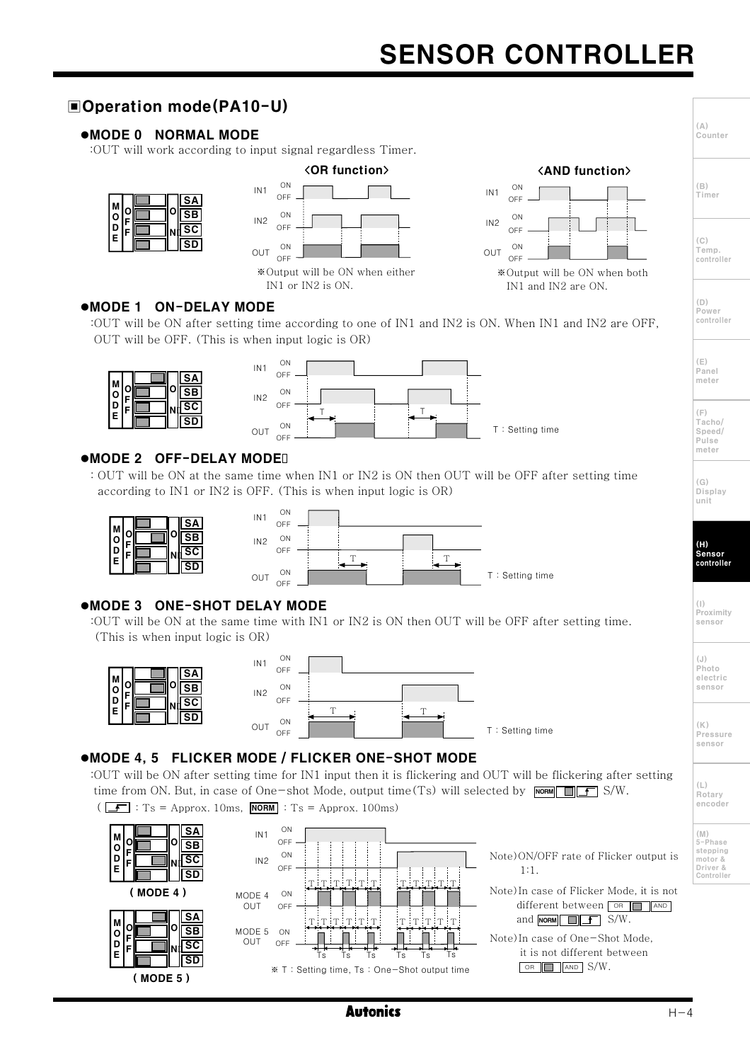## ▣Operation mode(PA10-U)

### ●MODE 0 NORMAL MODE

:OUT will work according to input signal regardless Timer.

<OR function>

※Output will be ON when either IN1 or IN2 is ON.

<AND function>

※Output will be ON when both IN1 and IN2 are ON.

### ●MODE 1 ON-DELAY MODE

:OUT will be ON after setting time according to one of IN1 and IN2 is ON. When IN1 and IN2 are OFF, OUT will be OFF. (This is when input logic is OR)

T : Setting time

### ●MODE 2 OFF-DELAY MODE

: OUT will be ON at the same time when IN1 or IN2 is ON then OUT will be OFF after setting time according to IN1 or IN2 is OFF. (This is when input logic is OR)

T : Setting time

### ●MODE 3 ONE-SHOT DELAY MODE

:OUT will be ON at the same time with IN1 or IN2 is ON then OUT will be OFF after setting time. (This is when input logic is OR)

T : Setting time

### ●MODE 4, 5 FLICKER MODE / FLICKER ONE-SHOT MODE

:OUT will be ON after setting time for IN1 input then it is flickering and OUT will be flickering after setting time from ON. But, in case of One-shot Mode, output time(Ts) will selected by NORM / ⌐ S/W.

( ⌐ : Ts = Approx. 10ms, NORM : Ts = Approx. 100ms)

( MODE 4 )

( MODE 5 )

※ T : Setting time, Ts : One-Shot output time

Note) ON/OFF rate of Flicker output is 1:1.

Note) In case of Flicker Mode, it is not different between OR / AND and NORM / ⌐ S/W.

Note) In case of One-Shot Mode, it is not different between OR / AND S/W.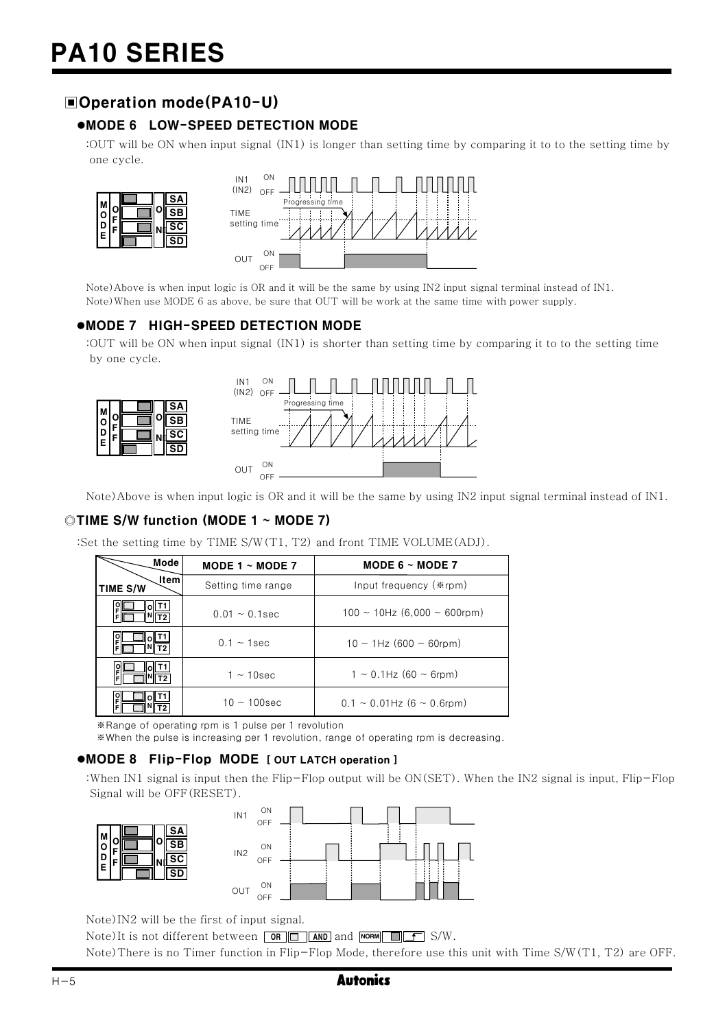## ▣Operation mode(PA10-U)

### ●MODE 6 LOW-SPEED DETECTION MODE

:OUT will be ON when input signal (IN1) is longer than setting time by comparing it to to the setting time by one cycle.

Note)Above is when input logic is OR and it will be the same by using IN2 input signal terminal instead of IN1.
Note)When use MODE 6 as above, be sure that OUT will be work at the same time with power supply.

### ●MODE 7 HIGH-SPEED DETECTION MODE

:OUT will be ON when input signal (IN1) is shorter than setting time by comparing it to to the setting time by one cycle.

Note)Above is when input logic is OR and it will be the same by using IN2 input signal terminal instead of IN1.

### ◎TIME S/W function (MODE 1 ~ MODE 7)

:Set the setting time by TIME S/W(T1, T2) and front TIME VOLUME(ADJ).

| TIME S/W \ Mode / Item | MODE 1 ~ MODE 7 | MODE 6 ~ MODE 7 |
|---|---|---|
| | Setting time range | Input frequency (※rpm) |
| T1 OFF, T2 OFF | 0.01 ~ 0.1sec | 100 ~ 10Hz (6,000 ~ 600rpm) |
| T1 ON, T2 OFF | 0.1 ~ 1sec | 10 ~ 1Hz (600 ~ 60rpm) |
| T1 OFF, T2 ON | 1 ~ 10sec | 1 ~ 0.1Hz (60 ~ 6rpm) |
| T1 ON, T2 ON | 10 ~ 100sec | 0.1 ~ 0.01Hz (6 ~ 0.6rpm) |

※Range of operating rpm is 1 pulse per 1 revolution
※When the pulse is increasing per 1 revolution, range of operating rpm is decreasing.

### ●MODE 8 Flip-Flop MODE [ OUT LATCH operation ]

:When IN1 signal is input then the Flip-Flop output will be ON(SET). When the IN2 signal is input, Flip-Flop Signal will be OFF(RESET).

Note)IN2 will be the first of input signal.
Note)It is not different between OR / AND and NORM / ↑ S/W.
Note)There is no Timer function in Flip-Flop Mode, therefore use this unit with Time S/W(T1, T2) are OFF.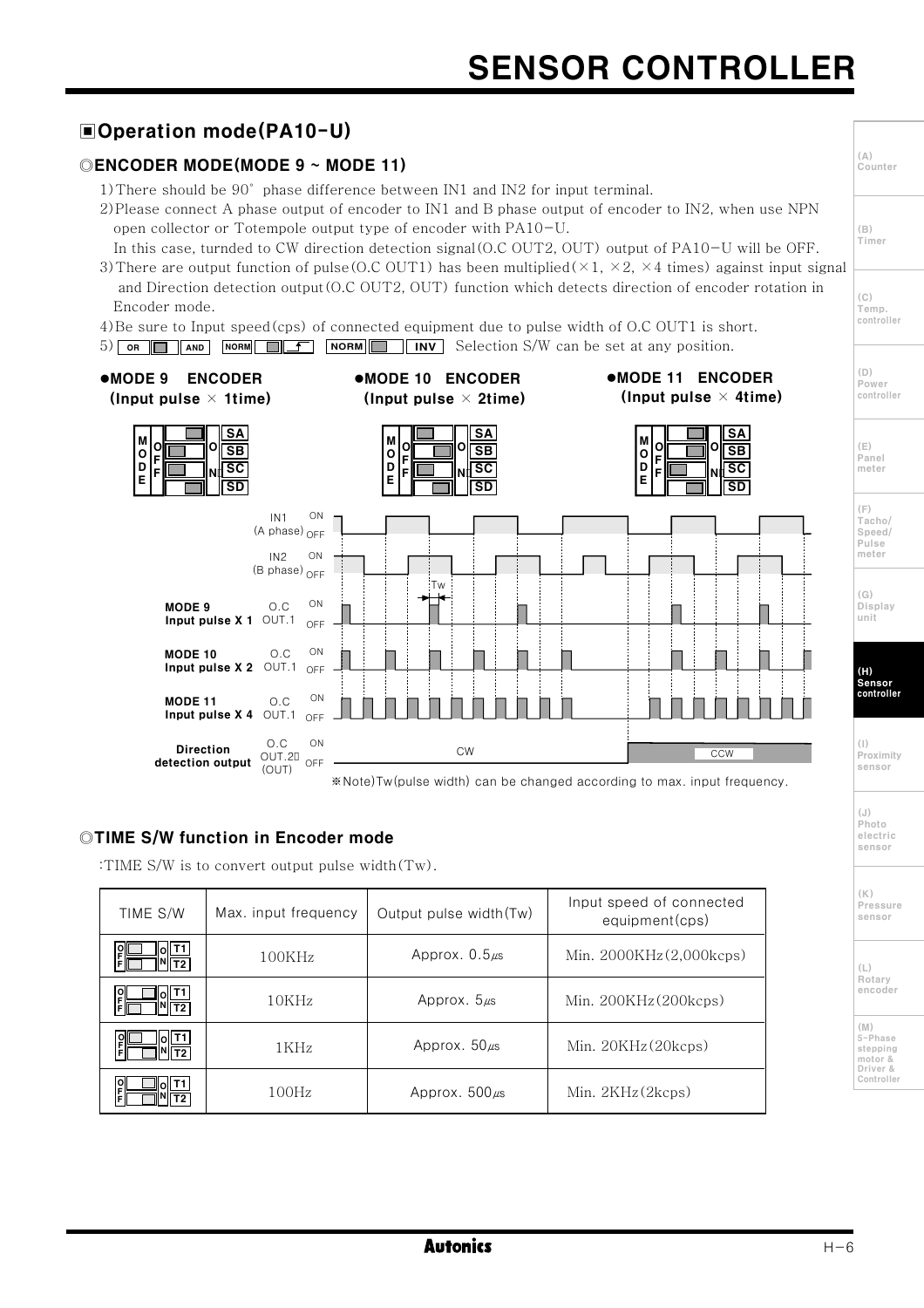## ▣Operation mode(PA10-U)

### ◎ENCODER MODE(MODE 9 ~ MODE 11)

1) There should be 90˚ phase difference between IN1 and IN2 for input terminal.
2) Please connect A phase output of encoder to IN1 and B phase output of encoder to IN2, when use NPN open collector or Totempole output type of encoder with PA10-U.
   In this case, turnded to CW direction detection signal(O.C OUT2, OUT) output of PA10-U will be OFF.
3) There are output function of pulse(O.C OUT1) has been multiplied(×1, ×2, ×4 times) against input signal and Direction detection output(O.C OUT2, OUT) function which detects direction of encoder rotation in Encoder mode.
4) Be sure to Input speed(cps) of connected equipment due to pulse width of O.C OUT1 is short.
5) OR / AND, NORM / ⌐, NORM / INV Selection S/W can be set at any position.

●MODE 9 ENCODER (Input pulse × 1time)

●MODE 10 ENCODER (Input pulse × 2time)

●MODE 11 ENCODER (Input pulse × 4time)

IN1 (A phase) ON / OFF

IN2 (B phase) ON / OFF

Tw

MODE 9 Input pulse X 1 — O.C OUT.1 ON / OFF

MODE 10 Input pulse X 2 — O.C OUT.1 ON / OFF

MODE 11 Input pulse X 4 — O.C OUT.1 ON / OFF

Direction detection output — O.C OUT.2 (OUT) ON / OFF — CW / CCW

※Note) Tw(pulse width) can be changed according to max. input frequency.

### ◎TIME S/W function in Encoder mode

:TIME S/W is to convert output pulse width(Tw).

| TIME S/W | Max. input frequency | Output pulse width(Tw) | Input speed of connected equipment(cps) |
|---|---|---|---|
| T1 OFF, T2 OFF | 100KHz | Approx. 0.5㎲ | Min. 2000KHz(2,000kcps) |
| T1 ON, T2 OFF | 10KHz | Approx. 5㎲ | Min. 200KHz(200kcps) |
| T1 OFF, T2 ON | 1KHz | Approx. 50㎲ | Min. 20KHz(20kcps) |
| T1 ON, T2 ON | 100Hz | Approx. 500㎲ | Min. 2KHz(2kcps) |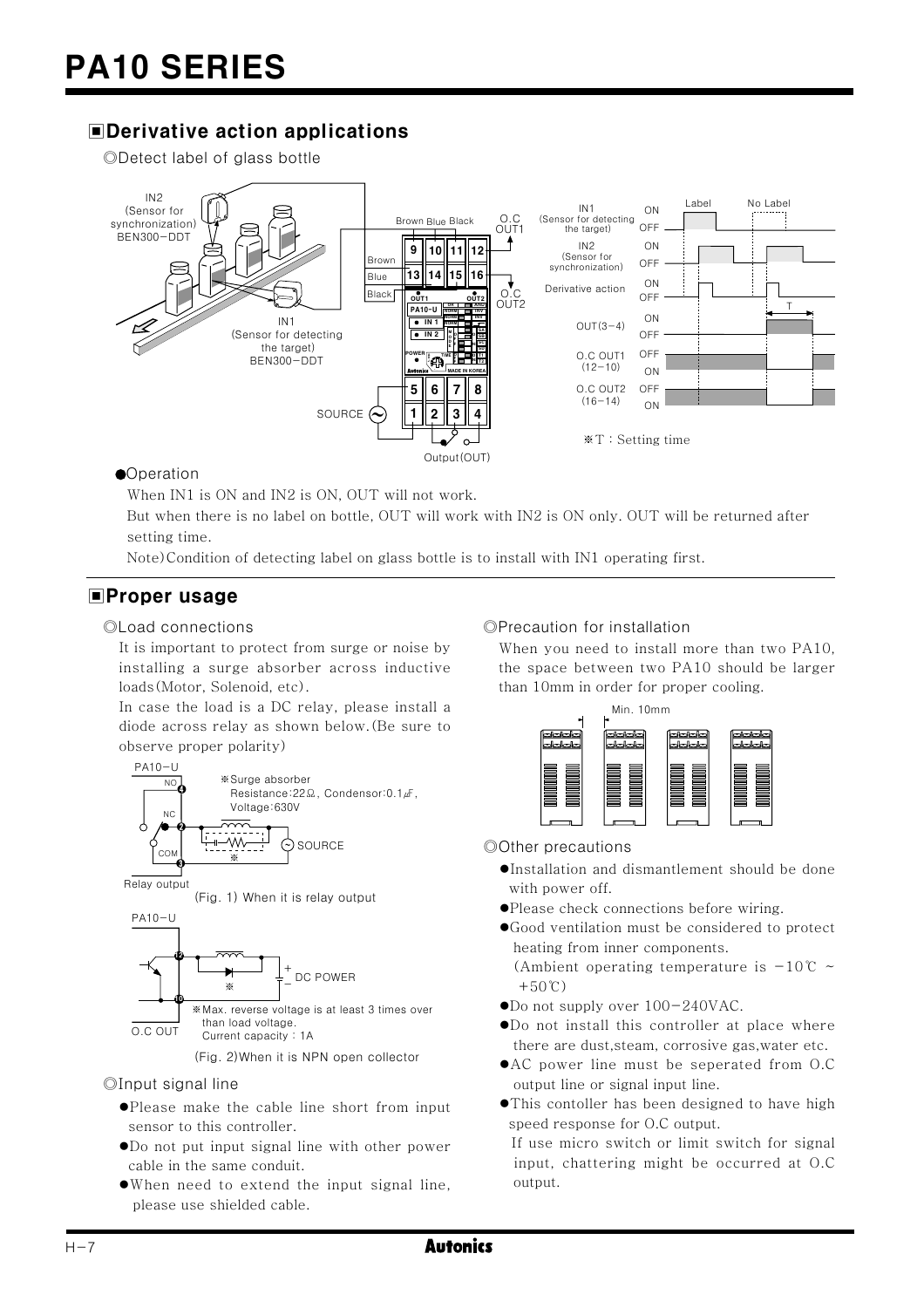## Derivative action applications

◎Detect label of glass bottle

IN2
(Sensor for synchronization)
BEN300−DDT

IN1
(Sensor for detecting the target)
BEN300−DDT

Brown Blue Black

O.C OUT1

O.C OUT2

Brown
Blue
Black

SOURCE

Output(OUT)

IN1 (Sensor for detecting the target) ON OFF
IN2 (Sensor for synchronization) ON OFF
Derivative action ON OFF
OUT(3−4) ON OFF
O.C OUT1 (12−10) OFF ON
O.C OUT2 (16−14) OFF ON

Label
No Label
T

※T : Setting time

●Operation

When IN1 is ON and IN2 is ON, OUT will not work.

But when there is no label on bottle, OUT will work with IN2 is ON only. OUT will be returned after setting time.

Note)Condition of detecting label on glass bottle is to install with IN1 operating first.

## Proper usage

◎Load connections

It is important to protect from surge or noise by installing a surge absorber across inductive loads(Motor, Solenoid, etc).

In case the load is a DC relay, please install a diode across relay as shown below.(Be sure to observe proper polarity)

PA10−U

※Surge absorber
Resistance:22Ω, Condensor:0.1㎌,
Voltage:630V

SOURCE

Relay output

(Fig. 1) When it is relay output

PA10−U

DC POWER

O.C OUT

※Max. reverse voltage is at least 3 times over than load voltage.
Current capacity : 1A

(Fig. 2)When it is NPN open collector

◎Input signal line

- Please make the cable line short from input sensor to this controller.
- Do not put input signal line with other power cable in the same conduit.
- When need to extend the input signal line, please use shielded cable.

◎Precaution for installation

When you need to install more than two PA10, the space between two PA10 should be larger than 10mm in order for proper cooling.

Min. 10mm

◎Other precautions

- Installation and dismantlement should be done with power off.
- Please check connections before wiring.
- Good ventilation must be considered to protect heating from inner components.
  (Ambient operating temperature is −10℃ ~ +50℃)
- Do not supply over 100−240VAC.
- Do not install this controller at place where there are dust,steam, corrosive gas,water etc.
- AC power line must be seperated from O.C output line or signal input line.
- This contoller has been designed to have high speed response for O.C output.
  If use micro switch or limit switch for signal input, chattering might be occurred at O.C output.